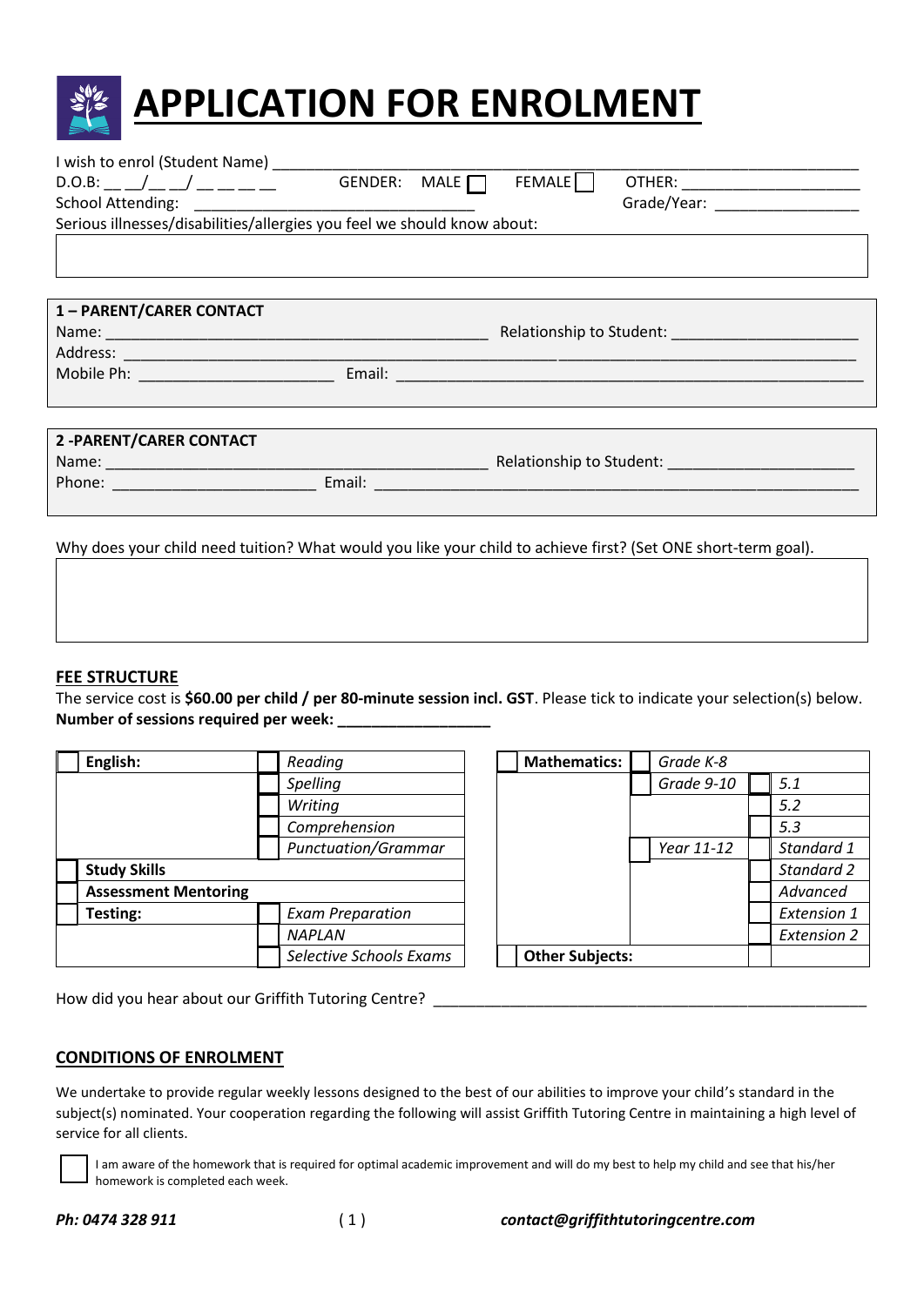# APPLICATION FOR ENROLMENT

I wish to enrol (Student Name) ______________________________________________

D.O.B: __ __/__ __/ __ __ __ __ GENDER: MALE ☐ FEMALE ☐ OTHER: ____________________

School Attending: ________________________________ Grade/Year: ________________

Serious illnesses/disabilities/allergies you feel we should know about:

| |
|---|
| |

**1 – PARENT/CARER CONTACT**

Name: ____________________________________________ Relationship to Student: _____________________

Address: ________________________________________________________________________________

Mobile Ph: ______________________ Email: _____________________________________________________

**2 -PARENT/CARER CONTACT**

Name: ____________________________________________ Relationship to Student: _____________________

Phone: _______________________ Email: ______________________________________________________

Why does your child need tuition? What would you like your child to achieve first? (Set ONE short-term goal).

| |
|---|
| |

## FEE STRUCTURE

The service cost is **$60.00 per child / per 80-minute session incl. GST**. Please tick to indicate your selection(s) below.

**Number of sessions required per week: _________________**

| ☐ | English: | ☐ | *Reading* |
|---|---|---|---|
| | | ☐ | *Spelling* |
| | | ☐ | *Writing* |
| | | ☐ | *Comprehension* |
| | | ☐ | *Punctuation/Grammar* |
| ☐ | **Study Skills** | | |
| ☐ | **Assessment Mentoring** | | |
| ☐ | **Testing:** | ☐ | *Exam Preparation* |
| | | ☐ | *NAPLAN* |
| | | ☐ | *Selective Schools Exams* |

| ☐ | Mathematics: | ☐ | *Grade K-8* | | |
|---|---|---|---|---|---|
| | | ☐ | *Grade 9-10* | ☐ | *5.1* |
| | | | | ☐ | *5.2* |
| | | | | ☐ | *5.3* |
| | | ☐ | *Year 11-12* | ☐ | *Standard 1* |
| | | | | ☐ | *Standard 2* |
| | | | | ☐ | *Advanced* |
| | | | | ☐ | *Extension 1* |
| | | | | ☐ | *Extension 2* |
| ☐ | **Other Subjects:** | | | ☐ | |

How did you hear about our Griffith Tutoring Centre? ______________________________________________

## CONDITIONS OF ENROLMENT

We undertake to provide regular weekly lessons designed to the best of our abilities to improve your child's standard in the subject(s) nominated. Your cooperation regarding the following will assist Griffith Tutoring Centre in maintaining a high level of service for all clients.

☐ I am aware of the homework that is required for optimal academic improvement and will do my best to help my child and see that his/her homework is completed each week.

***Ph: 0474 328 911*** ***contact@griffithtutoringcentre.com***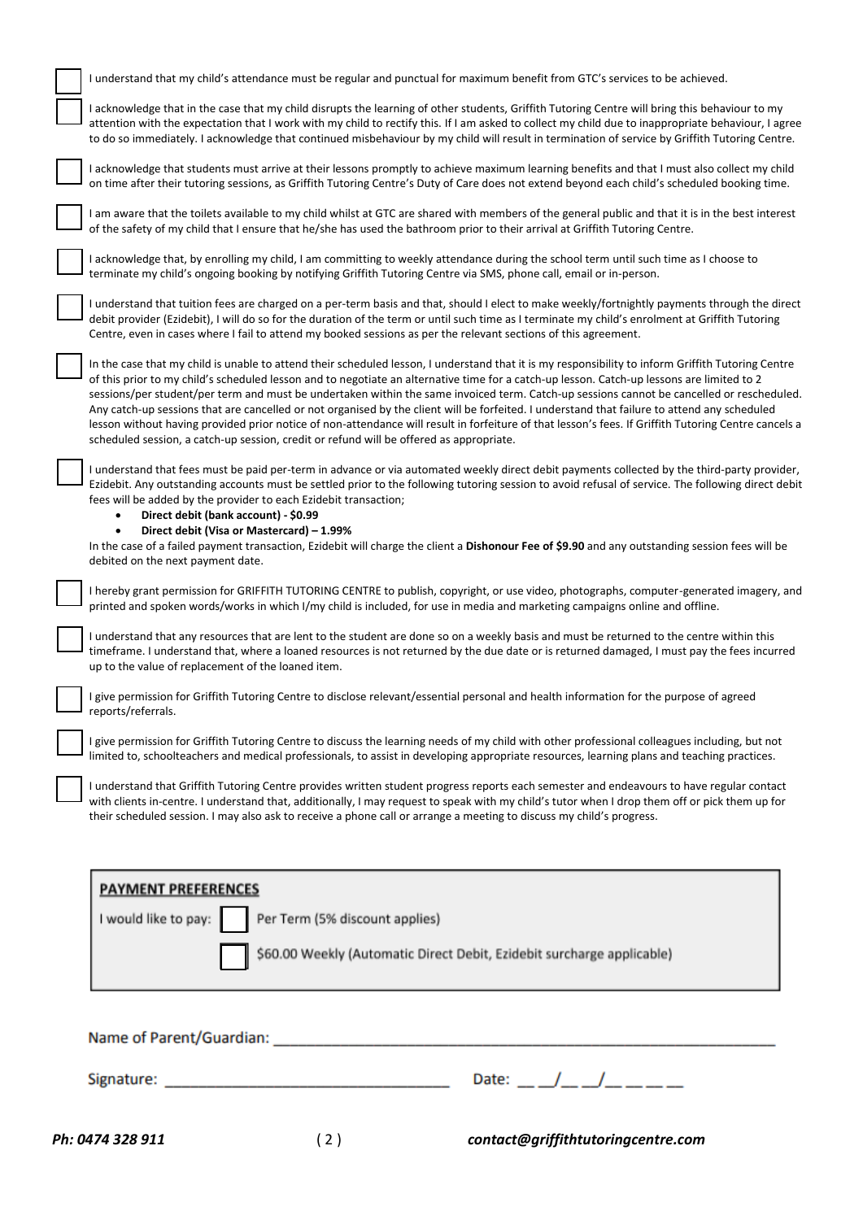- [ ] I understand that my child's attendance must be regular and punctual for maximum benefit from GTC's services to be achieved.

- [ ] I acknowledge that in the case that my child disrupts the learning of other students, Griffith Tutoring Centre will bring this behaviour to my attention with the expectation that I work with my child to rectify this. If I am asked to collect my child due to inappropriate behaviour, I agree to do so immediately. I acknowledge that continued misbehaviour by my child will result in termination of service by Griffith Tutoring Centre.

- [ ] I acknowledge that students must arrive at their lessons promptly to achieve maximum learning benefits and that I must also collect my child on time after their tutoring sessions, as Griffith Tutoring Centre's Duty of Care does not extend beyond each child's scheduled booking time.

- [ ] I am aware that the toilets available to my child whilst at GTC are shared with members of the general public and that it is in the best interest of the safety of my child that I ensure that he/she has used the bathroom prior to their arrival at Griffith Tutoring Centre.

- [ ] I acknowledge that, by enrolling my child, I am committing to weekly attendance during the school term until such time as I choose to terminate my child's ongoing booking by notifying Griffith Tutoring Centre via SMS, phone call, email or in-person.

- [ ] I understand that tuition fees are charged on a per-term basis and that, should I elect to make weekly/fortnightly payments through the direct debit provider (Ezidebit), I will do so for the duration of the term or until such time as I terminate my child's enrolment at Griffith Tutoring Centre, even in cases where I fail to attend my booked sessions as per the relevant sections of this agreement.

- [ ] In the case that my child is unable to attend their scheduled lesson, I understand that it is my responsibility to inform Griffith Tutoring Centre of this prior to my child's scheduled lesson and to negotiate an alternative time for a catch-up lesson. Catch-up lessons are limited to 2 sessions/per student/per term and must be undertaken within the same invoiced term. Catch-up sessions cannot be cancelled or rescheduled. Any catch-up sessions that are cancelled or not organised by the client will be forfeited. I understand that failure to attend any scheduled lesson without having provided prior notice of non-attendance will result in forfeiture of that lesson's fees. If Griffith Tutoring Centre cancels a scheduled session, a catch-up session, credit or refund will be offered as appropriate.

- [ ] I understand that fees must be paid per-term in advance or via automated weekly direct debit payments collected by the third-party provider, Ezidebit. Any outstanding accounts must be settled prior to the following tutoring session to avoid refusal of service. The following direct debit fees will be added by the provider to each Ezidebit transaction;
  - **Direct debit (bank account) - $0.99**
  - **Direct debit (Visa or Mastercard) – 1.99%**

  In the case of a failed payment transaction, Ezidebit will charge the client a **Dishonour Fee of $9.90** and any outstanding session fees will be debited on the next payment date.

- [ ] I hereby grant permission for GRIFFITH TUTORING CENTRE to publish, copyright, or use video, photographs, computer-generated imagery, and printed and spoken words/works in which I/my child is included, for use in media and marketing campaigns online and offline.

- [ ] I understand that any resources that are lent to the student are done so on a weekly basis and must be returned to the centre within this timeframe. I understand that, where a loaned resources is not returned by the due date or is returned damaged, I must pay the fees incurred up to the value of replacement of the loaned item.

- [ ] I give permission for Griffith Tutoring Centre to disclose relevant/essential personal and health information for the purpose of agreed reports/referrals.

- [ ] I give permission for Griffith Tutoring Centre to discuss the learning needs of my child with other professional colleagues including, but not limited to, schoolteachers and medical professionals, to assist in developing appropriate resources, learning plans and teaching practices.

- [ ] I understand that Griffith Tutoring Centre provides written student progress reports each semester and endeavours to have regular contact with clients in-centre. I understand that, additionally, I may request to speak with my child's tutor when I drop them off or pick them up for their scheduled session. I may also ask to receive a phone call or arrange a meeting to discuss my child's progress.

## PAYMENT PREFERENCES

I would like to pay:

- [ ] Per Term (5% discount applies)
- [ ] $60.00 Weekly (Automatic Direct Debit, Ezidebit surcharge applicable)

Name of Parent/Guardian: ______________________________

Signature: ______________________ Date: __ __/__ __/__ __ __ __

*Ph: 0474 328 911* *contact@griffithtutoringcentre.com*